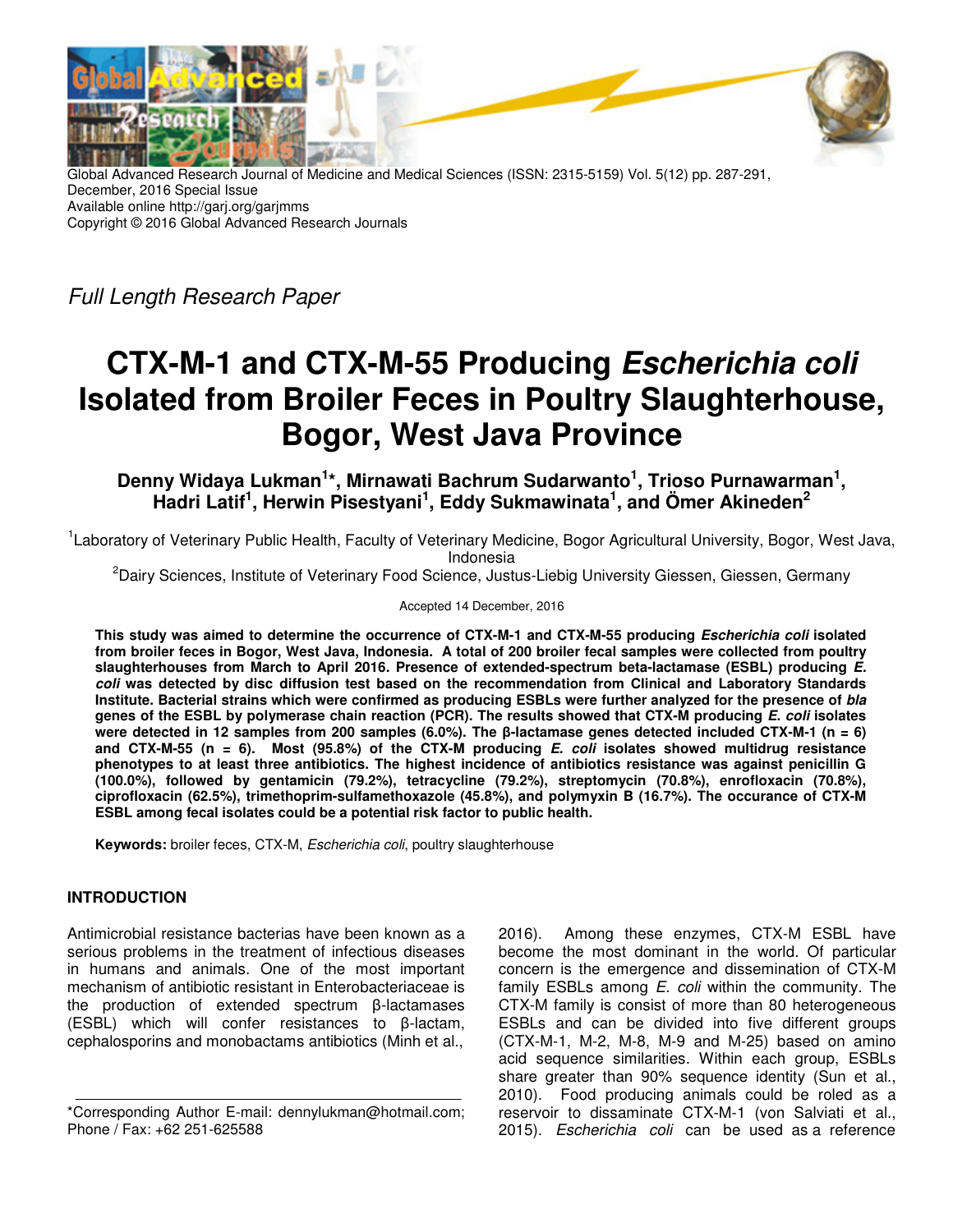Global Advanced Research Journal of Medicine and Medical Sciences (ISSN: 2315-5159) Vol. 5(12) pp. 287-291, December, 2016 Special Issue
Available online http://garj.org/garjmms
Copyright © 2016 Global Advanced Research Journals

*Full Length Research Paper*

# CTX-M-1 and CTX-M-55 Producing *Escherichia coli* Isolated from Broiler Feces in Poultry Slaughterhouse, Bogor, West Java Province

**Denny Widaya Lukman[1]*, Mirnawati Bachrum Sudarwanto[1], Trioso Purnawarman[1], Hadri Latif[1], Herwin Pisestyani[1], Eddy Sukmawinata[1], and Ömer Akineden[2]**

[1]Laboratory of Veterinary Public Health, Faculty of Veterinary Medicine, Bogor Agricultural University, Bogor, West Java, Indonesia

[2]Dairy Sciences, Institute of Veterinary Food Science, Justus-Liebig University Giessen, Giessen, Germany

Accepted 14 December, 2016

**This study was aimed to determine the occurrence of CTX-M-1 and CTX-M-55 producing *Escherichia coli* isolated from broiler feces in Bogor, West Java, Indonesia. A total of 200 broiler fecal samples were collected from poultry slaughterhouses from March to April 2016. Presence of extended-spectrum beta-lactamase (ESBL) producing *E. coli* was detected by disc diffusion test based on the recommendation from Clinical and Laboratory Standards Institute. Bacterial strains which were confirmed as producing ESBLs were further analyzed for the presence of *bla* genes of the ESBL by polymerase chain reaction (PCR). The results showed that CTX-M producing *E. coli* isolates were detected in 12 samples from 200 samples (6.0%). The β-lactamase genes detected included CTX-M-1 (n = 6) and CTX-M-55 (n = 6). Most (95.8%) of the CTX-M producing *E. coli* isolates showed multidrug resistance phenotypes to at least three antibiotics. The highest incidence of antibiotics resistance was against penicillin G (100.0%), followed by gentamicin (79.2%), tetracycline (79.2%), streptomycin (70.8%), enrofloxacin (70.8%), ciprofloxacin (62.5%), trimethoprim-sulfamethoxazole (45.8%), and polymyxin B (16.7%). The occurance of CTX-M ESBL among fecal isolates could be a potential risk factor to public health.**

**Keywords:** broiler feces, CTX-M, *Escherichia coli*, poultry slaughterhouse

## INTRODUCTION

Antimicrobial resistance bacterias have been known as a serious problems in the treatment of infectious diseases in humans and animals. One of the most important mechanism of antibiotic resistant in Enterobacteriaceae is the production of extended spectrum β-lactamases (ESBL) which will confer resistances to β-lactam, cephalosporins and monobactams antibiotics (Minh et al., 2016). Among these enzymes, CTX-M ESBL have become the most dominant in the world. Of particular concern is the emergence and dissemination of CTX-M family ESBLs among *E. coli* within the community. The CTX-M family is consist of more than 80 heterogeneous ESBLs and can be divided into five different groups (CTX-M-1, M-2, M-8, M-9 and M-25) based on amino acid sequence similarities. Within each group, ESBLs share greater than 90% sequence identity (Sun et al., 2010). Food producing animals could be roled as a reservoir to dissaminate CTX-M-1 (von Salviati et al., 2015). *Escherichia coli* can be used as a reference

*Corresponding Author E-mail: dennylukman@hotmail.com; Phone / Fax: +62 251-625588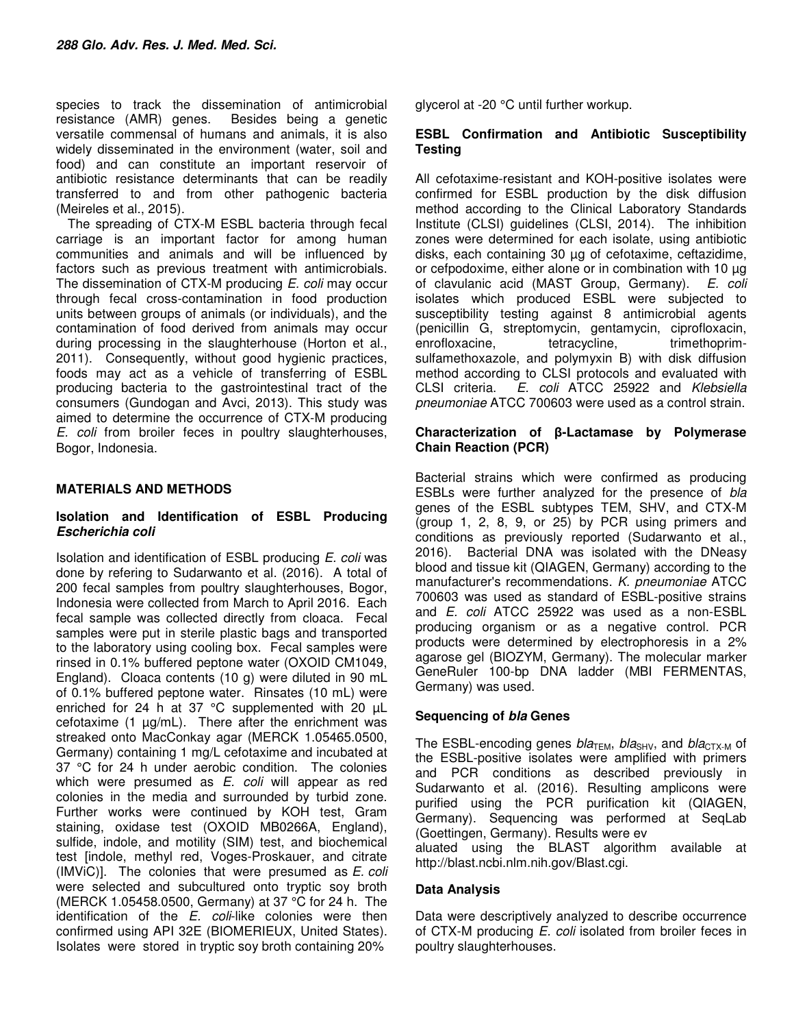species to track the dissemination of antimicrobial resistance (AMR) genes. Besides being a genetic versatile commensal of humans and animals, it is also widely disseminated in the environment (water, soil and food) and can constitute an important reservoir of antibiotic resistance determinants that can be readily transferred to and from other pathogenic bacteria (Meireles et al., 2015).

The spreading of CTX-M ESBL bacteria through fecal carriage is an important factor for among human communities and animals and will be influenced by factors such as previous treatment with antimicrobials. The dissemination of CTX-M producing *E. coli* may occur through fecal cross-contamination in food production units between groups of animals (or individuals), and the contamination of food derived from animals may occur during processing in the slaughterhouse (Horton et al., 2011). Consequently, without good hygienic practices, foods may act as a vehicle of transferring of ESBL producing bacteria to the gastrointestinal tract of the consumers (Gundogan and Avci, 2013). This study was aimed to determine the occurrence of CTX-M producing *E. coli* from broiler feces in poultry slaughterhouses, Bogor, Indonesia.

## MATERIALS AND METHODS

### Isolation and Identification of ESBL Producing *Escherichia coli*

Isolation and identification of ESBL producing *E. coli* was done by refering to Sudarwanto et al. (2016). A total of 200 fecal samples from poultry slaughterhouses, Bogor, Indonesia were collected from March to April 2016. Each fecal sample was collected directly from cloaca. Fecal samples were put in sterile plastic bags and transported to the laboratory using cooling box. Fecal samples were rinsed in 0.1% buffered peptone water (OXOID CM1049, England). Cloaca contents (10 g) were diluted in 90 mL of 0.1% buffered peptone water. Rinsates (10 mL) were enriched for 24 h at 37 °C supplemented with 20 µL cefotaxime (1 µg/mL). There after the enrichment was streaked onto MacConkay agar (MERCK 1.05465.0500, Germany) containing 1 mg/L cefotaxime and incubated at 37 °C for 24 h under aerobic condition. The colonies which were presumed as *E. coli* will appear as red colonies in the media and surrounded by turbid zone. Further works were continued by KOH test, Gram staining, oxidase test (OXOID MB0266A, England), sulfide, indole, and motility (SIM) test, and biochemical test [indole, methyl red, Voges-Proskauer, and citrate (IMViC)]. The colonies that were presumed as *E. coli* were selected and subcultured onto tryptic soy broth (MERCK 1.05458.0500, Germany) at 37 °C for 24 h. The identification of the *E. coli*-like colonies were then confirmed using API 32E (BIOMERIEUX, United States). Isolates were stored in tryptic soy broth containing 20% glycerol at -20 °C until further workup.

### ESBL Confirmation and Antibiotic Susceptibility Testing

All cefotaxime-resistant and KOH-positive isolates were confirmed for ESBL production by the disk diffusion method according to the Clinical Laboratory Standards Institute (CLSI) guidelines (CLSI, 2014). The inhibition zones were determined for each isolate, using antibiotic disks, each containing 30 µg of cefotaxime, ceftazidime, or cefpodoxime, either alone or in combination with 10 µg of clavulanic acid (MAST Group, Germany). *E. coli* isolates which produced ESBL were subjected to susceptibility testing against 8 antimicrobial agents (penicillin G, streptomycin, gentamycin, ciprofloxacin, enrofloxacine, tetracycline, trimethoprim-sulfamethoxazole, and polymyxin B) with disk diffusion method according to CLSI protocols and evaluated with CLSI criteria. *E. coli* ATCC 25922 and *Klebsiella pneumoniae* ATCC 700603 were used as a control strain.

### Characterization of β-Lactamase by Polymerase Chain Reaction (PCR)

Bacterial strains which were confirmed as producing ESBLs were further analyzed for the presence of *bla* genes of the ESBL subtypes TEM, SHV, and CTX-M (group 1, 2, 8, 9, or 25) by PCR using primers and conditions as previously reported (Sudarwanto et al., 2016). Bacterial DNA was isolated with the DNeasy blood and tissue kit (QIAGEN, Germany) according to the manufacturer's recommendations. *K. pneumoniae* ATCC 700603 was used as standard of ESBL-positive strains and *E. coli* ATCC 25922 was used as a non-ESBL producing organism or as a negative control. PCR products were determined by electrophoresis in a 2% agarose gel (BIOZYM, Germany). The molecular marker GeneRuler 100-bp DNA ladder (MBI FERMENTAS, Germany) was used.

### Sequencing of *bla* Genes

The ESBL-encoding genes $bla_{TEM}$, $bla_{SHV}$, and $bla_{CTX\text{-}M}$ of the ESBL-positive isolates were amplified with primers and PCR conditions as described previously in Sudarwanto et al. (2016). Resulting amplicons were purified using the PCR purification kit (QIAGEN, Germany). Sequencing was performed at SeqLab (Goettingen, Germany). Results were ev aluated using the BLAST algorithm available at http://blast.ncbi.nlm.nih.gov/Blast.cgi.

### Data Analysis

Data were descriptively analyzed to describe occurrence of CTX-M producing *E. coli* isolated from broiler feces in poultry slaughterhouses.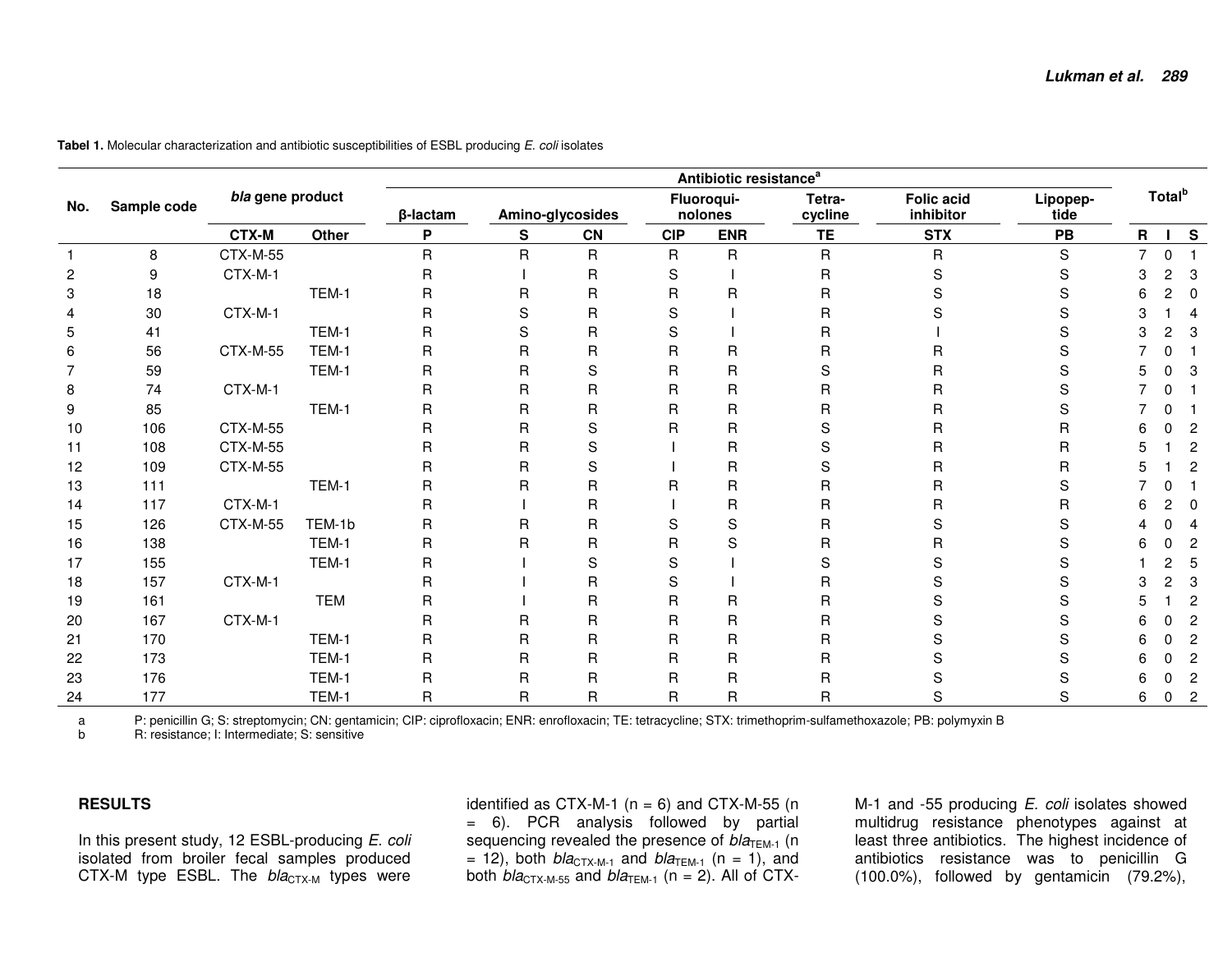**Tabel 1.** Molecular characterization and antibiotic susceptibilities of ESBL producing *E. coli* isolates

| No. | Sample code | *bla* gene product | | Antibiotic resistance[a] | | | | | | | | Total[b] | | |
|---|---|---|---|---|---|---|---|---|---|---|---|---|---|---|
| | | | | β-lactam | Amino-glycosides | | Fluoroqui-nolones | | Tetra-cycline | Folic acid inhibitor | Lipopep-tide | | | |
| | | CTX-M | Other | P | S | CN | CIP | ENR | TE | STX | PB | R | I | S |
| 1 | 8 | CTX-M-55 | | R | R | R | R | R | R | R | S | 7 | 0 | 1 |
| 2 | 9 | CTX-M-1 | | R | I | R | S | I | R | S | S | 3 | 2 | 3 |
| 3 | 18 | | TEM-1 | R | R | R | R | R | R | S | S | 6 | 2 | 0 |
| 4 | 30 | CTX-M-1 | | R | S | R | S | I | R | S | S | 3 | 1 | 4 |
| 5 | 41 | | TEM-1 | R | S | R | S | I | R | I | S | 3 | 2 | 3 |
| 6 | 56 | CTX-M-55 | TEM-1 | R | R | R | R | R | R | R | S | 7 | 0 | 1 |
| 7 | 59 | | TEM-1 | R | R | S | R | R | S | R | S | 5 | 0 | 3 |
| 8 | 74 | CTX-M-1 | | R | R | R | R | R | R | R | S | 7 | 0 | 1 |
| 9 | 85 | | TEM-1 | R | R | R | R | R | R | R | S | 7 | 0 | 1 |
| 10 | 106 | CTX-M-55 | | R | R | S | R | R | S | R | R | 6 | 0 | 2 |
| 11 | 108 | CTX-M-55 | | R | R | S | I | R | S | R | R | 5 | 1 | 2 |
| 12 | 109 | CTX-M-55 | | R | R | S | I | R | S | R | R | 5 | 1 | 2 |
| 13 | 111 | | TEM-1 | R | R | R | R | R | R | R | S | 7 | 0 | 1 |
| 14 | 117 | CTX-M-1 | | R | I | R | I | R | R | R | R | 6 | 2 | 0 |
| 15 | 126 | CTX-M-55 | TEM-1b | R | R | R | S | S | R | S | S | 4 | 0 | 4 |
| 16 | 138 | | TEM-1 | R | R | R | R | S | R | R | S | 6 | 0 | 2 |
| 17 | 155 | | TEM-1 | R | I | S | S | I | S | S | S | 1 | 2 | 5 |
| 18 | 157 | CTX-M-1 | | R | I | R | S | I | R | S | S | 3 | 2 | 3 |
| 19 | 161 | | TEM | R | I | R | R | R | R | S | S | 5 | 1 | 2 |
| 20 | 167 | CTX-M-1 | | R | R | R | R | R | R | S | S | 6 | 0 | 2 |
| 21 | 170 | | TEM-1 | R | R | R | R | R | R | S | S | 6 | 0 | 2 |
| 22 | 173 | | TEM-1 | R | R | R | R | R | R | S | S | 6 | 0 | 2 |
| 23 | 176 | | TEM-1 | R | R | R | R | R | R | S | S | 6 | 0 | 2 |
| 24 | 177 | | TEM-1 | R | R | R | R | R | R | S | S | 6 | 0 | 2 |

a P: penicillin G; S: streptomycin; CN: gentamicin; CIP: ciprofloxacin; ENR: enrofloxacin; TE: tetracycline; STX: trimethoprim-sulfamethoxazole; PB: polymyxin B
b R: resistance; I: Intermediate; S: sensitive

## RESULTS

In this present study, 12 ESBL-producing *E. coli* isolated from broiler fecal samples produced CTX-M type ESBL. The $bla_{CTX\text{-}M}$ types were identified as CTX-M-1 (n = 6) and CTX-M-55 (n = 6). PCR analysis followed by partial sequencing revealed the presence of $bla_{TEM\text{-}1}$ (n = 12), both $bla_{CTX\text{-}M\text{-}1}$ and $bla_{TEM\text{-}1}$ (n = 1), and both $bla_{CTX\text{-}M\text{-}55}$ and $bla_{TEM\text{-}1}$ (n = 2). All of CTX-M-1 and -55 producing *E. coli* isolates showed multidrug resistance phenotypes against at least three antibiotics. The highest incidence of antibiotics resistance was to penicillin G (100.0%), followed by gentamicin (79.2%),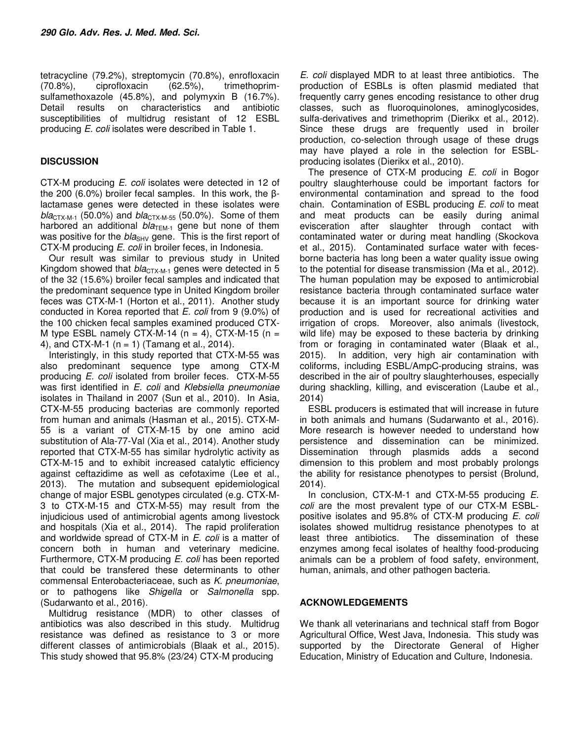tetracycline (79.2%), streptomycin (70.8%), enrofloxacin (70.8%), ciprofloxacin (62.5%), trimethoprim-sulfamethoxazole (45.8%), and polymyxin B (16.7%). Detail results on characteristics and antibiotic susceptibilities of multidrug resistant of 12 ESBL producing *E. coli* isolates were described in Table 1.

## DISCUSSION

CTX-M producing *E. coli* isolates were detected in 12 of the 200 (6.0%) broiler fecal samples. In this work, the β-lactamase genes were detected in these isolates were $bla_{CTX\text{-}M\text{-}1}$ (50.0%) and $bla_{CTX\text{-}M\text{-}55}$ (50.0%). Some of them harbored an additional $bla_{TEM\text{-}1}$ gene but none of them was positive for the $bla_{SHV}$ gene. This is the first report of CTX-M producing *E. coli* in broiler feces, in Indonesia.

Our result was similar to previous study in United Kingdom showed that $bla_{CTX\text{-}M\text{-}1}$ genes were detected in 5 of the 32 (15.6%) broiler fecal samples and indicated that the predominant sequence type in United Kingdom broiler feces was CTX-M-1 (Horton et al., 2011). Another study conducted in Korea reported that *E. coli* from 9 (9.0%) of the 100 chicken fecal samples examined produced CTX-M type ESBL namely CTX-M-14 (n = 4), CTX-M-15 (n = 4), and CTX-M-1 (n = 1) (Tamang et al., 2014).

Interistingly, in this study reported that CTX-M-55 was also predominant sequence type among CTX-M producing *E. coli* isolated from broiler feces. CTX-M-55 was first identified in *E. coli* and *Klebsiella pneumoniae* isolates in Thailand in 2007 (Sun et al., 2010). In Asia, CTX-M-55 producing bacterias are commonly reported from human and animals (Hasman et al., 2015). CTX-M-55 is a variant of CTX-M-15 by one amino acid substitution of Ala-77-Val (Xia et al., 2014). Another study reported that CTX-M-55 has similar hydrolytic activity as CTX-M-15 and to exhibit increased catalytic efficiency against ceftazidime as well as cefotaxime (Lee et al., 2013). The mutation and subsequent epidemiological change of major ESBL genotypes circulated (e.g. CTX-M-3 to CTX-M-15 and CTX-M-55) may result from the injudicious used of antimicrobial agents among livestock and hospitals (Xia et al., 2014). The rapid proliferation and worldwide spread of CTX-M in *E. coli* is a matter of concern both in human and veterinary medicine. Furthermore, CTX-M producing *E. coli* has been reported that could be transfered these determinants to other commensal Enterobacteriaceae, such as *K. pneumoniae*, or to pathogens like *Shigella* or *Salmonella* spp. (Sudarwanto et al., 2016).

Multidrug resistance (MDR) to other classes of antibiotics was also described in this study. Multidrug resistance was defined as resistance to 3 or more different classes of antimicrobials (Blaak et al., 2015). This study showed that 95.8% (23/24) CTX-M producing *E. coli* displayed MDR to at least three antibiotics. The production of ESBLs is often plasmid mediated that frequently carry genes encoding resistance to other drug classes, such as fluoroquinolones, aminoglycosides, sulfa-derivatives and trimethoprim (Dierikx et al., 2012). Since these drugs are frequently used in broiler production, co-selection through usage of these drugs may have played a role in the selection for ESBL-producing isolates (Dierikx et al., 2010).

The presence of CTX-M producing *E. coli* in Bogor poultry slaughterhouse could be important factors for environmental contamination and spread to the food chain. Contamination of ESBL producing *E. coli* to meat and meat products can be easily during animal evisceration after slaughter through contact with contaminated water or during meat handling (Skockova et al., 2015). Contaminated surface water with feces-borne bacteria has long been a water quality issue owing to the potential for disease transmission (Ma et al., 2012). The human population may be exposed to antimicrobial resistance bacteria through contaminated surface water because it is an important source for drinking water production and is used for recreational activities and irrigation of crops. Moreover, also animals (livestock, wild life) may be exposed to these bacteria by drinking from or foraging in contaminated water (Blaak et al., 2015). In addition, very high air contamination with coliforms, including ESBL/AmpC-producing strains, was described in the air of poultry slaughterhouses, especially during shackling, killing, and evisceration (Laube et al., 2014)

ESBL producers is estimated that will increase in future in both animals and humans (Sudarwanto et al., 2016). More research is however needed to understand how persistence and dissemination can be minimized. Dissemination through plasmids adds a second dimension to this problem and most probably prolongs the ability for resistance phenotypes to persist (Brolund, 2014).

In conclusion, CTX-M-1 and CTX-M-55 producing *E. coli* are the most prevalent type of our CTX-M ESBL-positive isolates and 95.8% of CTX-M producing *E. coli* isolates showed multidrug resistance phenotypes to at least three antibiotics. The dissemination of these enzymes among fecal isolates of healthy food-producing animals can be a problem of food safety, environment, human, animals, and other pathogen bacteria.

## ACKNOWLEDGEMENTS

We thank all veterinarians and technical staff from Bogor Agricultural Office, West Java, Indonesia. This study was supported by the Directorate General of Higher Education, Ministry of Education and Culture, Indonesia.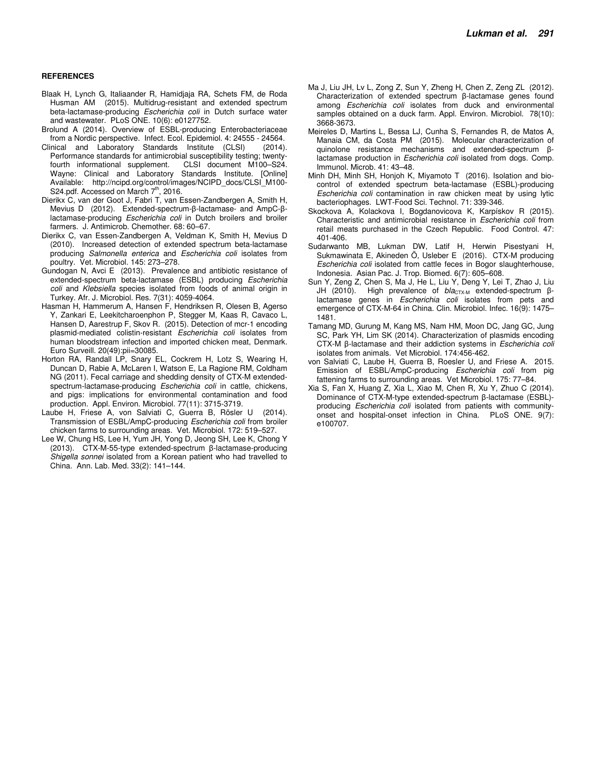**REFERENCES**

Blaak H, Lynch G, Italiaander R, Hamidjaja RA, Schets FM, de Roda Husman AM (2015). Multidrug-resistant and extended spectrum beta-lactamase-producing *Escherichia coli* in Dutch surface water and wastewater. PLoS ONE. 10(6): e0127752.

Brolund A (2014). Overview of ESBL-producing Enterobacteriaceae from a Nordic perspective. Infect. Ecol. Epidemiol. 4: 24555 - 24564.

Clinical and Laboratory Standards Institute (CLSI) (2014). Performance standards for antimicrobial susceptibility testing; twenty-fourth informational supplement. CLSI document M100–S24. Wayne: Clinical and Laboratory Standards Institute. [Online] Available: http://ncipd.org/control/images/NCIPD_docs/CLSI_M100-S24.pdf. Accessed on March 7th, 2016.

Dierikx C, van der Goot J, Fabri T, van Essen-Zandbergen A, Smith H, Mevius D (2012). Extended-spectrum-β-lactamase- and AmpC-β-lactamase-producing *Escherichia coli* in Dutch broilers and broiler farmers. J. Antimicrob. Chemother. 68: 60–67.

Dierikx C, van Essen-Zandbergen A, Veldman K, Smith H, Mevius D (2010). Increased detection of extended spectrum beta-lactamase producing *Salmonella enterica* and *Escherichia coli* isolates from poultry. Vet. Microbiol. 145: 273–278.

Gundogan N, Avci E (2013). Prevalence and antibiotic resistance of extended-spectrum beta-lactamase (ESBL) producing *Escherichia coli* and *Klebsiella* species isolated from foods of animal origin in Turkey. Afr. J. Microbiol. Res. 7(31): 4059-4064.

Hasman H, Hammerum A, Hansen F, Hendriksen R, Olesen B, Agerso Y, Zankari E, Leekitcharoenphon P, Stegger M, Kaas R, Cavaco L, Hansen D, Aarestrup F, Skov R. (2015). Detection of mcr-1 encoding plasmid-mediated colistin-resistant *Escherichia coli* isolates from human bloodstream infection and imported chicken meat, Denmark. Euro Surveill. 20(49):pii=30085.

Horton RA, Randall LP, Snary EL, Cockrem H, Lotz S, Wearing H, Duncan D, Rabie A, McLaren I, Watson E, La Ragione RM, Coldham NG (2011). Fecal carriage and shedding density of CTX-M extended-spectrum-lactamase-producing *Escherichia coli* in cattle, chickens, and pigs: implications for environmental contamination and food production. Appl. Environ. Microbiol. 77(11): 3715-3719.

Laube H, Friese A, von Salviati C, Guerra B, Rösler U (2014). Transmission of ESBL/AmpC-producing *Escherichia coli* from broiler chicken farms to surrounding areas. Vet. Microbiol. 172: 519–527.

Lee W, Chung HS, Lee H, Yum JH, Yong D, Jeong SH, Lee K, Chong Y (2013). CTX-M-55-type extended-spectrum β-lactamase-producing *Shigella sonnei* isolated from a Korean patient who had travelled to China. Ann. Lab. Med. 33(2): 141–144.

Ma J, Liu JH, Lv L, Zong Z, Sun Y, Zheng H, Chen Z, Zeng ZL (2012). Characterization of extended spectrum β-lactamase genes found among *Escherichia coli* isolates from duck and environmental samples obtained on a duck farm. Appl. Environ. Microbiol. 78(10): 3668-3673.

Meireles D, Martins L, Bessa LJ, Cunha S, Fernandes R, de Matos A, Manaia CM, da Costa PM (2015). Molecular characterization of quinolone resistance mechanisms and extended-spectrum β-lactamase production in *Escherichia coli* isolated from dogs. Comp. Immunol. Microb. 41: 43–48.

Minh DH, Minh SH, Honjoh K, Miyamoto T (2016). Isolation and bio-control of extended spectrum beta-lactamase (ESBL)-producing *Escherichia coli* contamination in raw chicken meat by using lytic bacteriophages. LWT-Food Sci. Technol. 71: 339-346.

Skockova A, Kolackova I, Bogdanovicova K, Karpískov R (2015). Characteristic and antimicrobial resistance in *Escherichia coli* from retail meats purchased in the Czech Republic. Food Control. 47: 401-406.

Sudarwanto MB, Lukman DW, Latif H, Herwin Pisestyani H, Sukmawinata E, Akineden Ö, Usleber E (2016). CTX-M producing *Escherichia coli* isolated from cattle feces in Bogor slaughterhouse, Indonesia. Asian Pac. J. Trop. Biomed. 6(7): 605–608.

Sun Y, Zeng Z, Chen S, Ma J, He L, Liu Y, Deng Y, Lei T, Zhao J, Liu JH (2010). High prevalence of $bla_{CTX\text{-}M}$ extended-spectrum β-lactamase genes in *Escherichia coli* isolates from pets and emergence of CTX-M-64 in China. Clin. Microbiol. Infec. 16(9): 1475–1481.

Tamang MD, Gurung M, Kang MS, Nam HM, Moon DC, Jang GC, Jung SC, Park YH, Lim SK (2014). Characterization of plasmids encoding CTX-M β-lactamase and their addiction systems in *Escherichia coli* isolates from animals. Vet Microbiol. 174:456-462.

von Salviati C, Laube H, Guerra B, Roesler U, and Friese A. 2015. Emission of ESBL/AmpC-producing *Escherichia coli* from pig fattening farms to surrounding areas. Vet Microbiol. 175: 77–84.

Xia S, Fan X, Huang Z, Xia L, Xiao M, Chen R, Xu Y, Zhuo C (2014). Dominance of CTX-M-type extended-spectrum β-lactamase (ESBL)-producing *Escherichia coli* isolated from patients with community-onset and hospital-onset infection in China. PLoS ONE. 9(7): e100707.